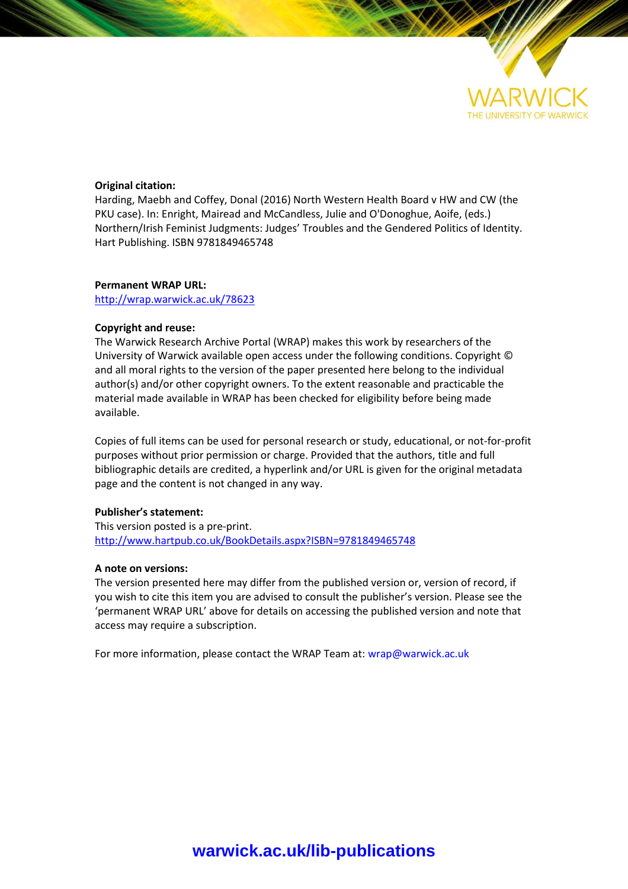**Original citation:**
Harding, Maebh and Coffey, Donal (2016) North Western Health Board v HW and CW (the PKU case). In: Enright, Mairead and McCandless, Julie and O'Donoghue, Aoife, (eds.) Northern/Irish Feminist Judgments: Judges' Troubles and the Gendered Politics of Identity. Hart Publishing. ISBN 9781849465748

**Permanent WRAP URL:**
http://wrap.warwick.ac.uk/78623

**Copyright and reuse:**
The Warwick Research Archive Portal (WRAP) makes this work by researchers of the University of Warwick available open access under the following conditions. Copyright © and all moral rights to the version of the paper presented here belong to the individual author(s) and/or other copyright owners. To the extent reasonable and practicable the material made available in WRAP has been checked for eligibility before being made available.

Copies of full items can be used for personal research or study, educational, or not-for-profit purposes without prior permission or charge. Provided that the authors, title and full bibliographic details are credited, a hyperlink and/or URL is given for the original metadata page and the content is not changed in any way.

**Publisher's statement:**
This version posted is a pre-print.
http://www.hartpub.co.uk/BookDetails.aspx?ISBN=9781849465748

**A note on versions:**
The version presented here may differ from the published version or, version of record, if you wish to cite this item you are advised to consult the publisher's version. Please see the 'permanent WRAP URL' above for details on accessing the published version and note that access may require a subscription.

For more information, please contact the WRAP Team at: wrap@warwick.ac.uk

**warwick.ac.uk/lib-publications**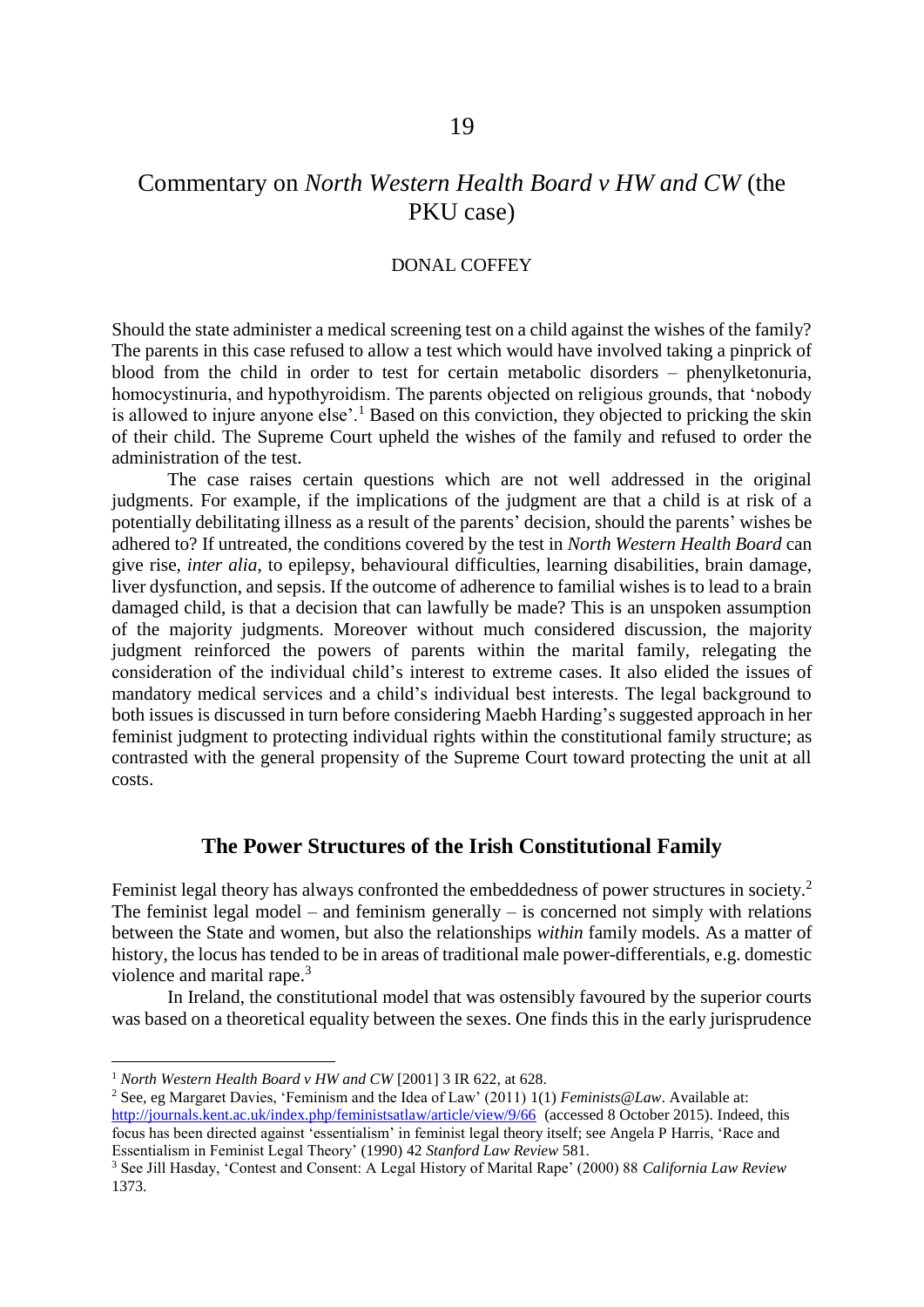# Commentary on *North Western Health Board v HW and CW* (the PKU case)

DONAL COFFEY

Should the state administer a medical screening test on a child against the wishes of the family? The parents in this case refused to allow a test which would have involved taking a pinprick of blood from the child in order to test for certain metabolic disorders – phenylketonuria, homocystinuria, and hypothyroidism. The parents objected on religious grounds, that 'nobody is allowed to injure anyone else'.[1] Based on this conviction, they objected to pricking the skin of their child. The Supreme Court upheld the wishes of the family and refused to order the administration of the test.

The case raises certain questions which are not well addressed in the original judgments. For example, if the implications of the judgment are that a child is at risk of a potentially debilitating illness as a result of the parents' decision, should the parents' wishes be adhered to? If untreated, the conditions covered by the test in *North Western Health Board* can give rise, *inter alia*, to epilepsy, behavioural difficulties, learning disabilities, brain damage, liver dysfunction, and sepsis. If the outcome of adherence to familial wishes is to lead to a brain damaged child, is that a decision that can lawfully be made? This is an unspoken assumption of the majority judgments. Moreover without much considered discussion, the majority judgment reinforced the powers of parents within the marital family, relegating the consideration of the individual child's interest to extreme cases. It also elided the issues of mandatory medical services and a child's individual best interests. The legal background to both issues is discussed in turn before considering Maebh Harding's suggested approach in her feminist judgment to protecting individual rights within the constitutional family structure; as contrasted with the general propensity of the Supreme Court toward protecting the unit at all costs.

## The Power Structures of the Irish Constitutional Family

Feminist legal theory has always confronted the embeddedness of power structures in society.[2] The feminist legal model – and feminism generally – is concerned not simply with relations between the State and women, but also the relationships *within* family models. As a matter of history, the locus has tended to be in areas of traditional male power-differentials, e.g. domestic violence and marital rape.[3]

In Ireland, the constitutional model that was ostensibly favoured by the superior courts was based on a theoretical equality between the sexes. One finds this in the early jurisprudence

---

[1] *North Western Health Board v HW and CW* [2001] 3 IR 622, at 628.

[2] See, eg Margaret Davies, 'Feminism and the Idea of Law' (2011) 1(1) *Feminists@Law*. Available at: http://journals.kent.ac.uk/index.php/feministsatlaw/article/view/9/66 (accessed 8 October 2015). Indeed, this focus has been directed against 'essentialism' in feminist legal theory itself; see Angela P Harris, 'Race and Essentialism in Feminist Legal Theory' (1990) 42 *Stanford Law Review* 581.

[3] See Jill Hasday, 'Contest and Consent: A Legal History of Marital Rape' (2000) 88 *California Law Review* 1373.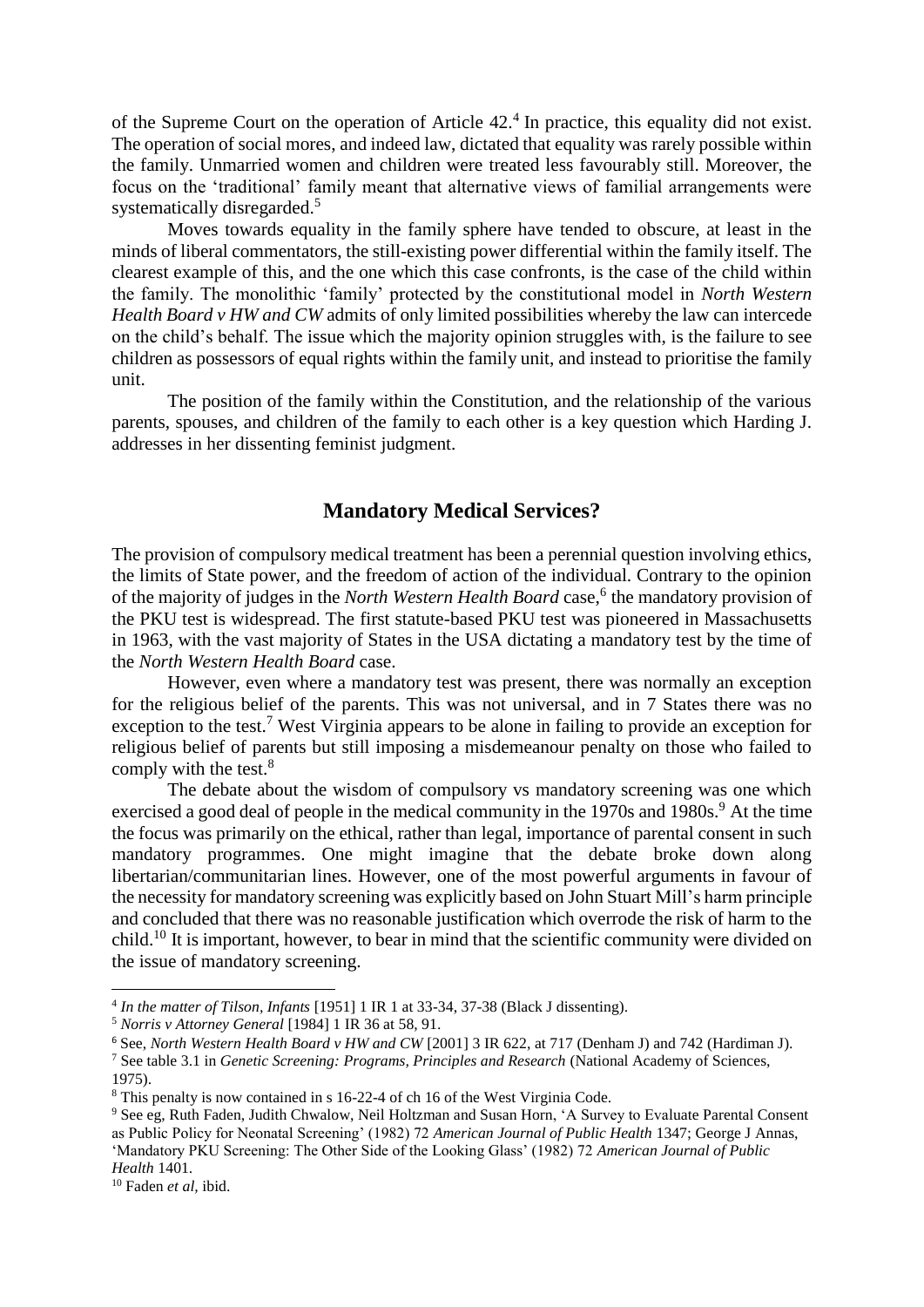of the Supreme Court on the operation of Article 42.[4] In practice, this equality did not exist. The operation of social mores, and indeed law, dictated that equality was rarely possible within the family. Unmarried women and children were treated less favourably still. Moreover, the focus on the 'traditional' family meant that alternative views of familial arrangements were systematically disregarded.[5]

Moves towards equality in the family sphere have tended to obscure, at least in the minds of liberal commentators, the still-existing power differential within the family itself. The clearest example of this, and the one which this case confronts, is the case of the child within the family. The monolithic 'family' protected by the constitutional model in *North Western Health Board v HW and CW* admits of only limited possibilities whereby the law can intercede on the child's behalf. The issue which the majority opinion struggles with, is the failure to see children as possessors of equal rights within the family unit, and instead to prioritise the family unit.

The position of the family within the Constitution, and the relationship of the various parents, spouses, and children of the family to each other is a key question which Harding J. addresses in her dissenting feminist judgment.

## Mandatory Medical Services?

The provision of compulsory medical treatment has been a perennial question involving ethics, the limits of State power, and the freedom of action of the individual. Contrary to the opinion of the majority of judges in the *North Western Health Board* case,[6] the mandatory provision of the PKU test is widespread. The first statute-based PKU test was pioneered in Massachusetts in 1963, with the vast majority of States in the USA dictating a mandatory test by the time of the *North Western Health Board* case.

However, even where a mandatory test was present, there was normally an exception for the religious belief of the parents. This was not universal, and in 7 States there was no exception to the test.[7] West Virginia appears to be alone in failing to provide an exception for religious belief of parents but still imposing a misdemeanour penalty on those who failed to comply with the test.[8]

The debate about the wisdom of compulsory vs mandatory screening was one which exercised a good deal of people in the medical community in the 1970s and 1980s.[9] At the time the focus was primarily on the ethical, rather than legal, importance of parental consent in such mandatory programmes. One might imagine that the debate broke down along libertarian/communitarian lines. However, one of the most powerful arguments in favour of the necessity for mandatory screening was explicitly based on John Stuart Mill's harm principle and concluded that there was no reasonable justification which overrode the risk of harm to the child.[10] It is important, however, to bear in mind that the scientific community were divided on the issue of mandatory screening.

---

[4] *In the matter of Tilson, Infants* [1951] 1 IR 1 at 33-34, 37-38 (Black J dissenting).

[5] *Norris v Attorney General* [1984] 1 IR 36 at 58, 91.

[6] See, *North Western Health Board v HW and CW* [2001] 3 IR 622, at 717 (Denham J) and 742 (Hardiman J).

[7] See table 3.1 in *Genetic Screening: Programs, Principles and Research* (National Academy of Sciences, 1975).

[8] This penalty is now contained in s 16-22-4 of ch 16 of the West Virginia Code.

[9] See eg, Ruth Faden, Judith Chwalow, Neil Holtzman and Susan Horn, 'A Survey to Evaluate Parental Consent as Public Policy for Neonatal Screening' (1982) 72 *American Journal of Public Health* 1347; George J Annas, 'Mandatory PKU Screening: The Other Side of the Looking Glass' (1982) 72 *American Journal of Public Health* 1401.

[10] Faden *et al*, ibid.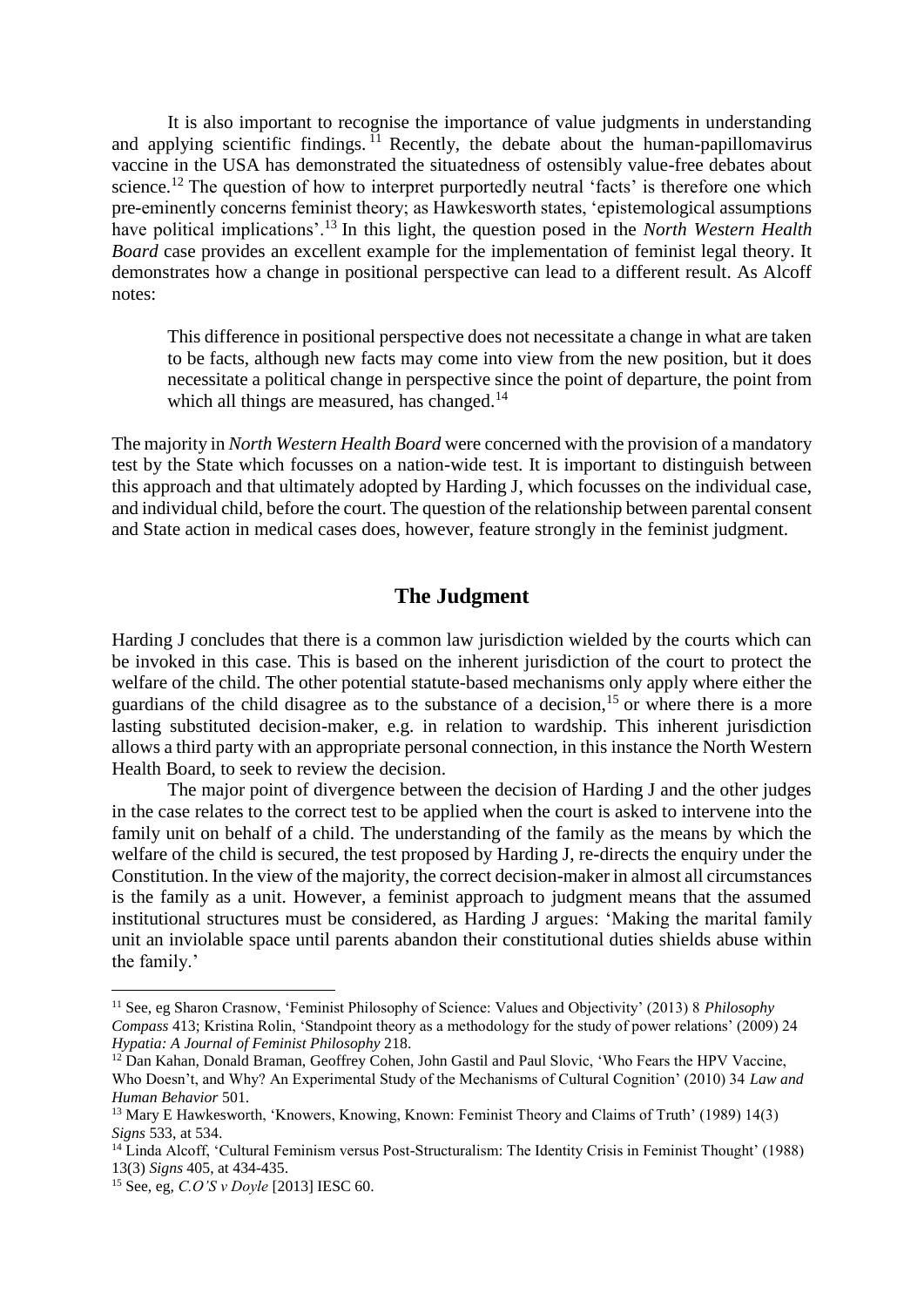It is also important to recognise the importance of value judgments in understanding and applying scientific findings.[11] Recently, the debate about the human-papillomavirus vaccine in the USA has demonstrated the situatedness of ostensibly value-free debates about science.[12] The question of how to interpret purportedly neutral 'facts' is therefore one which pre-eminently concerns feminist theory; as Hawkesworth states, 'epistemological assumptions have political implications'.[13] In this light, the question posed in the *North Western Health Board* case provides an excellent example for the implementation of feminist legal theory. It demonstrates how a change in positional perspective can lead to a different result. As Alcoff notes:

> This difference in positional perspective does not necessitate a change in what are taken to be facts, although new facts may come into view from the new position, but it does necessitate a political change in perspective since the point of departure, the point from which all things are measured, has changed.[14]

The majority in *North Western Health Board* were concerned with the provision of a mandatory test by the State which focusses on a nation-wide test. It is important to distinguish between this approach and that ultimately adopted by Harding J, which focusses on the individual case, and individual child, before the court. The question of the relationship between parental consent and State action in medical cases does, however, feature strongly in the feminist judgment.

## The Judgment

Harding J concludes that there is a common law jurisdiction wielded by the courts which can be invoked in this case. This is based on the inherent jurisdiction of the court to protect the welfare of the child. The other potential statute-based mechanisms only apply where either the guardians of the child disagree as to the substance of a decision,[15] or where there is a more lasting substituted decision-maker, e.g. in relation to wardship. This inherent jurisdiction allows a third party with an appropriate personal connection, in this instance the North Western Health Board, to seek to review the decision.

The major point of divergence between the decision of Harding J and the other judges in the case relates to the correct test to be applied when the court is asked to intervene into the family unit on behalf of a child. The understanding of the family as the means by which the welfare of the child is secured, the test proposed by Harding J, re-directs the enquiry under the Constitution. In the view of the majority, the correct decision-maker in almost all circumstances is the family as a unit. However, a feminist approach to judgment means that the assumed institutional structures must be considered, as Harding J argues: 'Making the marital family unit an inviolable space until parents abandon their constitutional duties shields abuse within the family.'

---

[11] See, eg Sharon Crasnow, 'Feminist Philosophy of Science: Values and Objectivity' (2013) 8 *Philosophy Compass* 413; Kristina Rolin, 'Standpoint theory as a methodology for the study of power relations' (2009) 24 *Hypatia: A Journal of Feminist Philosophy* 218.

[12] Dan Kahan, Donald Braman, Geoffrey Cohen, John Gastil and Paul Slovic, 'Who Fears the HPV Vaccine, Who Doesn't, and Why? An Experimental Study of the Mechanisms of Cultural Cognition' (2010) 34 *Law and Human Behavior* 501.

[13] Mary E Hawkesworth, 'Knowers, Knowing, Known: Feminist Theory and Claims of Truth' (1989) 14(3) *Signs* 533, at 534.

[14] Linda Alcoff, 'Cultural Feminism versus Post-Structuralism: The Identity Crisis in Feminist Thought' (1988) 13(3) *Signs* 405, at 434-435.

[15] See, eg, *C.O'S v Doyle* [2013] IESC 60.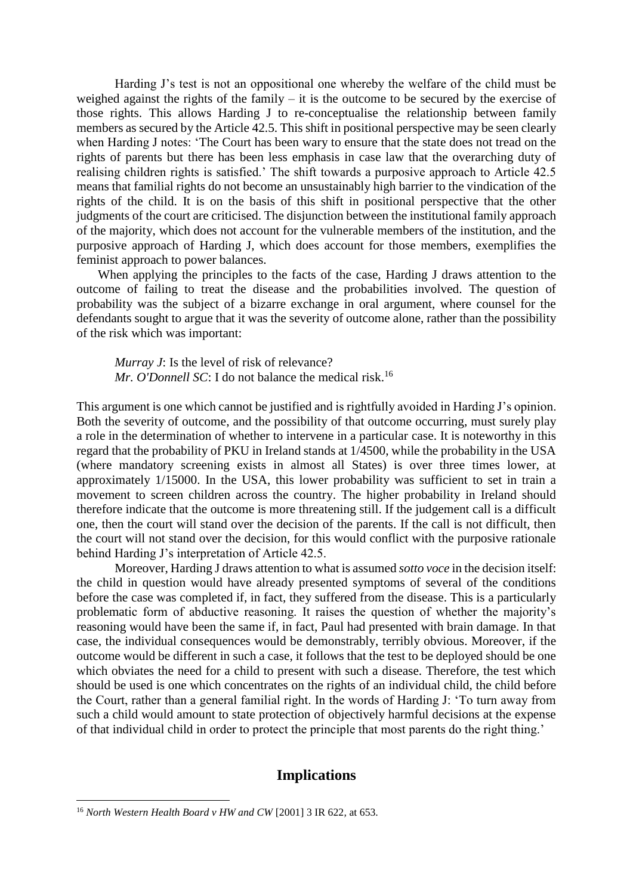Harding J's test is not an oppositional one whereby the welfare of the child must be weighed against the rights of the family – it is the outcome to be secured by the exercise of those rights. This allows Harding J to re-conceptualise the relationship between family members as secured by the Article 42.5. This shift in positional perspective may be seen clearly when Harding J notes: 'The Court has been wary to ensure that the state does not tread on the rights of parents but there has been less emphasis in case law that the overarching duty of realising children rights is satisfied.' The shift towards a purposive approach to Article 42.5 means that familial rights do not become an unsustainably high barrier to the vindication of the rights of the child. It is on the basis of this shift in positional perspective that the other judgments of the court are criticised. The disjunction between the institutional family approach of the majority, which does not account for the vulnerable members of the institution, and the purposive approach of Harding J, which does account for those members, exemplifies the feminist approach to power balances.

When applying the principles to the facts of the case, Harding J draws attention to the outcome of failing to treat the disease and the probabilities involved. The question of probability was the subject of a bizarre exchange in oral argument, where counsel for the defendants sought to argue that it was the severity of outcome alone, rather than the possibility of the risk which was important:

> *Murray J*: Is the level of risk of relevance?
> *Mr. O'Donnell SC*: I do not balance the medical risk.[16]

This argument is one which cannot be justified and is rightfully avoided in Harding J's opinion. Both the severity of outcome, and the possibility of that outcome occurring, must surely play a role in the determination of whether to intervene in a particular case. It is noteworthy in this regard that the probability of PKU in Ireland stands at 1/4500, while the probability in the USA (where mandatory screening exists in almost all States) is over three times lower, at approximately 1/15000. In the USA, this lower probability was sufficient to set in train a movement to screen children across the country. The higher probability in Ireland should therefore indicate that the outcome is more threatening still. If the judgement call is a difficult one, then the court will stand over the decision of the parents. If the call is not difficult, then the court will not stand over the decision, for this would conflict with the purposive rationale behind Harding J's interpretation of Article 42.5.

Moreover, Harding J draws attention to what is assumed *sotto voce* in the decision itself: the child in question would have already presented symptoms of several of the conditions before the case was completed if, in fact, they suffered from the disease. This is a particularly problematic form of abductive reasoning. It raises the question of whether the majority's reasoning would have been the same if, in fact, Paul had presented with brain damage. In that case, the individual consequences would be demonstrably, terribly obvious. Moreover, if the outcome would be different in such a case, it follows that the test to be deployed should be one which obviates the need for a child to present with such a disease. Therefore, the test which should be used is one which concentrates on the rights of an individual child, the child before the Court, rather than a general familial right. In the words of Harding J: 'To turn away from such a child would amount to state protection of objectively harmful decisions at the expense of that individual child in order to protect the principle that most parents do the right thing.'

## Implications

[16] *North Western Health Board v HW and CW* [2001] 3 IR 622, at 653.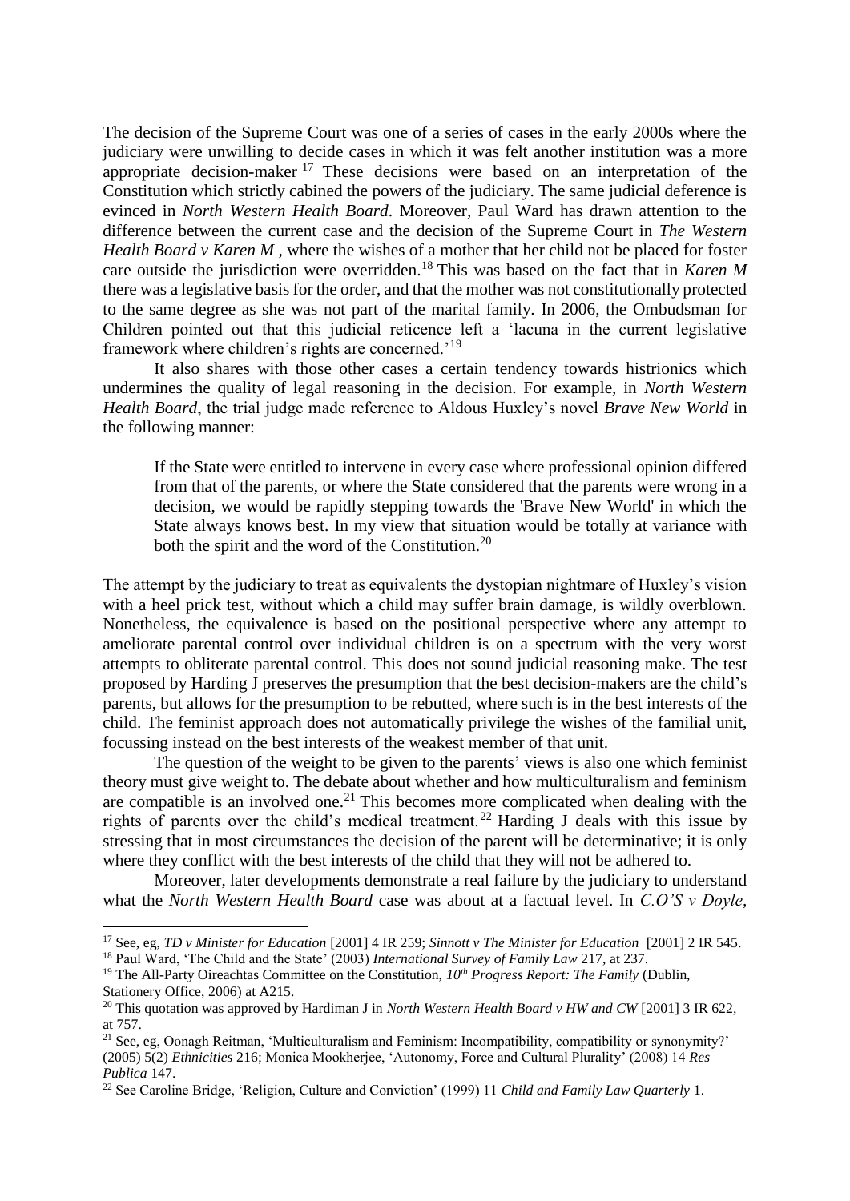The decision of the Supreme Court was one of a series of cases in the early 2000s where the judiciary were unwilling to decide cases in which it was felt another institution was a more appropriate decision-maker [17] These decisions were based on an interpretation of the Constitution which strictly cabined the powers of the judiciary. The same judicial deference is evinced in *North Western Health Board*. Moreover, Paul Ward has drawn attention to the difference between the current case and the decision of the Supreme Court in *The Western Health Board v Karen M* , where the wishes of a mother that her child not be placed for foster care outside the jurisdiction were overridden.[18] This was based on the fact that in *Karen M* there was a legislative basis for the order, and that the mother was not constitutionally protected to the same degree as she was not part of the marital family. In 2006, the Ombudsman for Children pointed out that this judicial reticence left a 'lacuna in the current legislative framework where children's rights are concerned.'[19]

It also shares with those other cases a certain tendency towards histrionics which undermines the quality of legal reasoning in the decision. For example, in *North Western Health Board*, the trial judge made reference to Aldous Huxley's novel *Brave New World* in the following manner:

> If the State were entitled to intervene in every case where professional opinion differed from that of the parents, or where the State considered that the parents were wrong in a decision, we would be rapidly stepping towards the 'Brave New World' in which the State always knows best. In my view that situation would be totally at variance with both the spirit and the word of the Constitution.[20]

The attempt by the judiciary to treat as equivalents the dystopian nightmare of Huxley's vision with a heel prick test, without which a child may suffer brain damage, is wildly overblown. Nonetheless, the equivalence is based on the positional perspective where any attempt to ameliorate parental control over individual children is on a spectrum with the very worst attempts to obliterate parental control. This does not sound judicial reasoning make. The test proposed by Harding J preserves the presumption that the best decision-makers are the child's parents, but allows for the presumption to be rebutted, where such is in the best interests of the child. The feminist approach does not automatically privilege the wishes of the familial unit, focussing instead on the best interests of the weakest member of that unit.

The question of the weight to be given to the parents' views is also one which feminist theory must give weight to. The debate about whether and how multiculturalism and feminism are compatible is an involved one.[21] This becomes more complicated when dealing with the rights of parents over the child's medical treatment.[22] Harding J deals with this issue by stressing that in most circumstances the decision of the parent will be determinative; it is only where they conflict with the best interests of the child that they will not be adhered to.

Moreover, later developments demonstrate a real failure by the judiciary to understand what the *North Western Health Board* case was about at a factual level. In *C.O'S v Doyle,*

---

[17] See, eg, *TD v Minister for Education* [2001] 4 IR 259; *Sinnott v The Minister for Education* [2001] 2 IR 545.

[18] Paul Ward, 'The Child and the State' (2003) *International Survey of Family Law* 217, at 237.

[19] The All-Party Oireachtas Committee on the Constitution, *10th Progress Report: The Family* (Dublin, Stationery Office, 2006) at A215.

[20] This quotation was approved by Hardiman J in *North Western Health Board v HW and CW* [2001] 3 IR 622, at 757.

[21] See, eg, Oonagh Reitman, 'Multiculturalism and Feminism: Incompatibility, compatibility or synonymity?' (2005) 5(2) *Ethnicities* 216; Monica Mookherjee, 'Autonomy, Force and Cultural Plurality' (2008) 14 *Res Publica* 147.

[22] See Caroline Bridge, 'Religion, Culture and Conviction' (1999) 11 *Child and Family Law Quarterly* 1.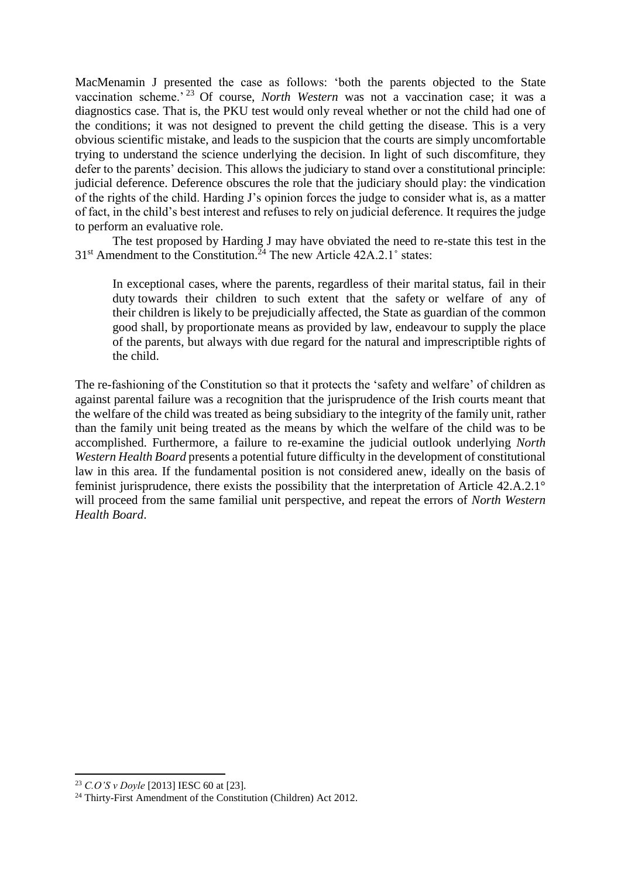MacMenamin J presented the case as follows: 'both the parents objected to the State vaccination scheme.'[23] Of course, *North Western* was not a vaccination case; it was a diagnostics case. That is, the PKU test would only reveal whether or not the child had one of the conditions; it was not designed to prevent the child getting the disease. This is a very obvious scientific mistake, and leads to the suspicion that the courts are simply uncomfortable trying to understand the science underlying the decision. In light of such discomfiture, they defer to the parents' decision. This allows the judiciary to stand over a constitutional principle: judicial deference. Deference obscures the role that the judiciary should play: the vindication of the rights of the child. Harding J's opinion forces the judge to consider what is, as a matter of fact, in the child's best interest and refuses to rely on judicial deference. It requires the judge to perform an evaluative role.

The test proposed by Harding J may have obviated the need to re-state this test in the 31st Amendment to the Constitution.[24] The new Article 42A.2.1˚ states:

> In exceptional cases, where the parents, regardless of their marital status, fail in their duty towards their children to such extent that the safety or welfare of any of their children is likely to be prejudicially affected, the State as guardian of the common good shall, by proportionate means as provided by law, endeavour to supply the place of the parents, but always with due regard for the natural and imprescriptible rights of the child.

The re-fashioning of the Constitution so that it protects the 'safety and welfare' of children as against parental failure was a recognition that the jurisprudence of the Irish courts meant that the welfare of the child was treated as being subsidiary to the integrity of the family unit, rather than the family unit being treated as the means by which the welfare of the child was to be accomplished. Furthermore, a failure to re-examine the judicial outlook underlying *North Western Health Board* presents a potential future difficulty in the development of constitutional law in this area. If the fundamental position is not considered anew, ideally on the basis of feminist jurisprudence, there exists the possibility that the interpretation of Article 42.A.2.1° will proceed from the same familial unit perspective, and repeat the errors of *North Western Health Board*.

---

[23] *C.O'S v Doyle* [2013] IESC 60 at [23].

[24] Thirty-First Amendment of the Constitution (Children) Act 2012.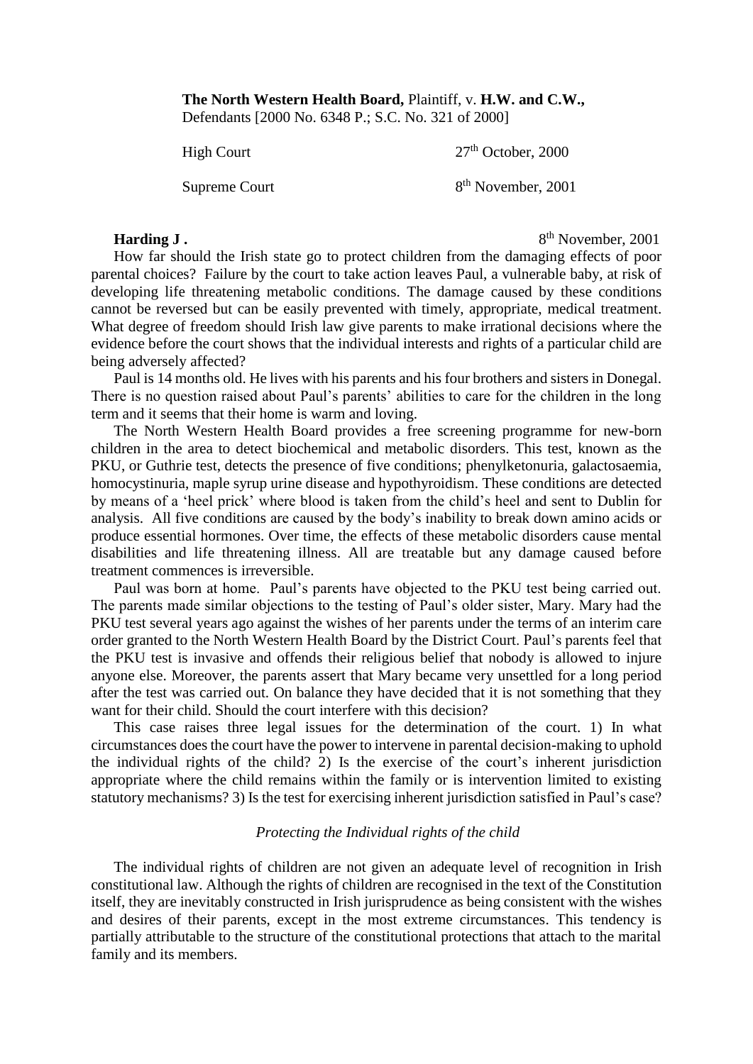**The North Western Health Board,** Plaintiff, v. **H.W. and C.W.,** Defendants [2000 No. 6348 P.; S.C. No. 321 of 2000]

High Court 27th October, 2000

Supreme Court 8th November, 2001

**Harding J .** 8th November, 2001

How far should the Irish state go to protect children from the damaging effects of poor parental choices? Failure by the court to take action leaves Paul, a vulnerable baby, at risk of developing life threatening metabolic conditions. The damage caused by these conditions cannot be reversed but can be easily prevented with timely, appropriate, medical treatment. What degree of freedom should Irish law give parents to make irrational decisions where the evidence before the court shows that the individual interests and rights of a particular child are being adversely affected?

Paul is 14 months old. He lives with his parents and his four brothers and sisters in Donegal. There is no question raised about Paul's parents' abilities to care for the children in the long term and it seems that their home is warm and loving.

The North Western Health Board provides a free screening programme for new-born children in the area to detect biochemical and metabolic disorders. This test, known as the PKU, or Guthrie test, detects the presence of five conditions; phenylketonuria, galactosaemia, homocystinuria, maple syrup urine disease and hypothyroidism. These conditions are detected by means of a 'heel prick' where blood is taken from the child's heel and sent to Dublin for analysis. All five conditions are caused by the body's inability to break down amino acids or produce essential hormones. Over time, the effects of these metabolic disorders cause mental disabilities and life threatening illness. All are treatable but any damage caused before treatment commences is irreversible.

Paul was born at home. Paul's parents have objected to the PKU test being carried out. The parents made similar objections to the testing of Paul's older sister, Mary. Mary had the PKU test several years ago against the wishes of her parents under the terms of an interim care order granted to the North Western Health Board by the District Court. Paul's parents feel that the PKU test is invasive and offends their religious belief that nobody is allowed to injure anyone else. Moreover, the parents assert that Mary became very unsettled for a long period after the test was carried out. On balance they have decided that it is not something that they want for their child. Should the court interfere with this decision?

This case raises three legal issues for the determination of the court. 1) In what circumstances does the court have the power to intervene in parental decision-making to uphold the individual rights of the child? 2) Is the exercise of the court's inherent jurisdiction appropriate where the child remains within the family or is intervention limited to existing statutory mechanisms? 3) Is the test for exercising inherent jurisdiction satisfied in Paul's case?

*Protecting the Individual rights of the child*

The individual rights of children are not given an adequate level of recognition in Irish constitutional law. Although the rights of children are recognised in the text of the Constitution itself, they are inevitably constructed in Irish jurisprudence as being consistent with the wishes and desires of their parents, except in the most extreme circumstances. This tendency is partially attributable to the structure of the constitutional protections that attach to the marital family and its members.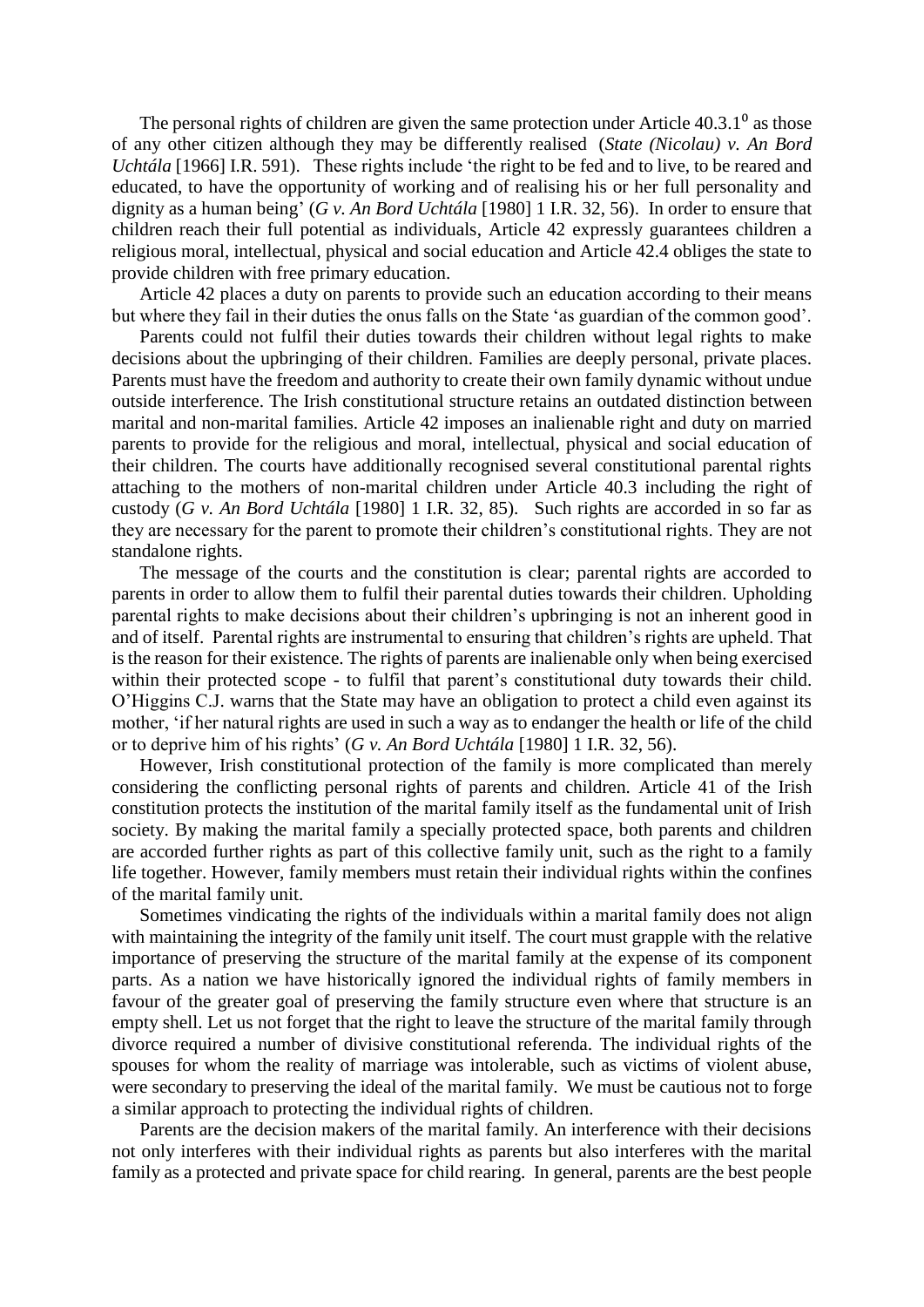The personal rights of children are given the same protection under Article 40.3.1$^{0}$ as those of any other citizen although they may be differently realised (*State (Nicolau) v. An Bord Uchtála* [1966] I.R. 591). These rights include 'the right to be fed and to live, to be reared and educated, to have the opportunity of working and of realising his or her full personality and dignity as a human being' (*G v. An Bord Uchtála* [1980] 1 I.R. 32, 56). In order to ensure that children reach their full potential as individuals, Article 42 expressly guarantees children a religious moral, intellectual, physical and social education and Article 42.4 obliges the state to provide children with free primary education.

Article 42 places a duty on parents to provide such an education according to their means but where they fail in their duties the onus falls on the State 'as guardian of the common good'.

Parents could not fulfil their duties towards their children without legal rights to make decisions about the upbringing of their children. Families are deeply personal, private places. Parents must have the freedom and authority to create their own family dynamic without undue outside interference. The Irish constitutional structure retains an outdated distinction between marital and non-marital families. Article 42 imposes an inalienable right and duty on married parents to provide for the religious and moral, intellectual, physical and social education of their children. The courts have additionally recognised several constitutional parental rights attaching to the mothers of non-marital children under Article 40.3 including the right of custody (*G v. An Bord Uchtála* [1980] 1 I.R. 32, 85). Such rights are accorded in so far as they are necessary for the parent to promote their children's constitutional rights. They are not standalone rights.

The message of the courts and the constitution is clear; parental rights are accorded to parents in order to allow them to fulfil their parental duties towards their children. Upholding parental rights to make decisions about their children's upbringing is not an inherent good in and of itself. Parental rights are instrumental to ensuring that children's rights are upheld. That is the reason for their existence. The rights of parents are inalienable only when being exercised within their protected scope - to fulfil that parent's constitutional duty towards their child. O'Higgins C.J. warns that the State may have an obligation to protect a child even against its mother, 'if her natural rights are used in such a way as to endanger the health or life of the child or to deprive him of his rights' (*G v. An Bord Uchtála* [1980] 1 I.R. 32, 56).

However, Irish constitutional protection of the family is more complicated than merely considering the conflicting personal rights of parents and children. Article 41 of the Irish constitution protects the institution of the marital family itself as the fundamental unit of Irish society. By making the marital family a specially protected space, both parents and children are accorded further rights as part of this collective family unit, such as the right to a family life together. However, family members must retain their individual rights within the confines of the marital family unit.

Sometimes vindicating the rights of the individuals within a marital family does not align with maintaining the integrity of the family unit itself. The court must grapple with the relative importance of preserving the structure of the marital family at the expense of its component parts. As a nation we have historically ignored the individual rights of family members in favour of the greater goal of preserving the family structure even where that structure is an empty shell. Let us not forget that the right to leave the structure of the marital family through divorce required a number of divisive constitutional referenda. The individual rights of the spouses for whom the reality of marriage was intolerable, such as victims of violent abuse, were secondary to preserving the ideal of the marital family. We must be cautious not to forge a similar approach to protecting the individual rights of children.

Parents are the decision makers of the marital family. An interference with their decisions not only interferes with their individual rights as parents but also interferes with the marital family as a protected and private space for child rearing. In general, parents are the best people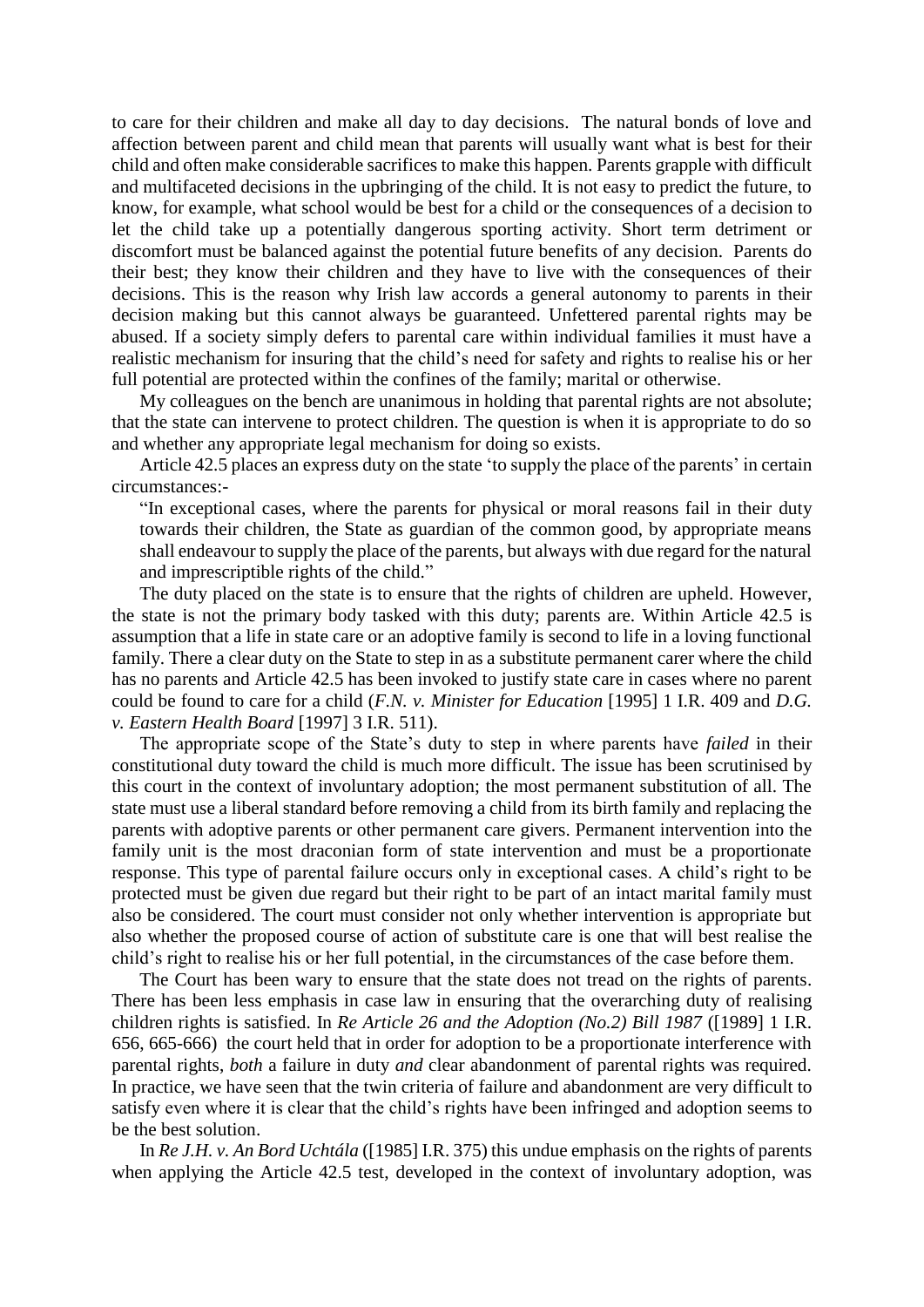to care for their children and make all day to day decisions. The natural bonds of love and affection between parent and child mean that parents will usually want what is best for their child and often make considerable sacrifices to make this happen. Parents grapple with difficult and multifaceted decisions in the upbringing of the child. It is not easy to predict the future, to know, for example, what school would be best for a child or the consequences of a decision to let the child take up a potentially dangerous sporting activity. Short term detriment or discomfort must be balanced against the potential future benefits of any decision. Parents do their best; they know their children and they have to live with the consequences of their decisions. This is the reason why Irish law accords a general autonomy to parents in their decision making but this cannot always be guaranteed. Unfettered parental rights may be abused. If a society simply defers to parental care within individual families it must have a realistic mechanism for insuring that the child's need for safety and rights to realise his or her full potential are protected within the confines of the family; marital or otherwise.

My colleagues on the bench are unanimous in holding that parental rights are not absolute; that the state can intervene to protect children. The question is when it is appropriate to do so and whether any appropriate legal mechanism for doing so exists.

Article 42.5 places an express duty on the state 'to supply the place of the parents' in certain circumstances:-

> "In exceptional cases, where the parents for physical or moral reasons fail in their duty towards their children, the State as guardian of the common good, by appropriate means shall endeavour to supply the place of the parents, but always with due regard for the natural and imprescriptible rights of the child."

The duty placed on the state is to ensure that the rights of children are upheld. However, the state is not the primary body tasked with this duty; parents are. Within Article 42.5 is assumption that a life in state care or an adoptive family is second to life in a loving functional family. There a clear duty on the State to step in as a substitute permanent carer where the child has no parents and Article 42.5 has been invoked to justify state care in cases where no parent could be found to care for a child (*F.N. v. Minister for Education* [1995] 1 I.R. 409 and *D.G. v. Eastern Health Board* [1997] 3 I.R. 511).

The appropriate scope of the State's duty to step in where parents have *failed* in their constitutional duty toward the child is much more difficult. The issue has been scrutinised by this court in the context of involuntary adoption; the most permanent substitution of all. The state must use a liberal standard before removing a child from its birth family and replacing the parents with adoptive parents or other permanent care givers. Permanent intervention into the family unit is the most draconian form of state intervention and must be a proportionate response. This type of parental failure occurs only in exceptional cases. A child's right to be protected must be given due regard but their right to be part of an intact marital family must also be considered. The court must consider not only whether intervention is appropriate but also whether the proposed course of action of substitute care is one that will best realise the child's right to realise his or her full potential, in the circumstances of the case before them.

The Court has been wary to ensure that the state does not tread on the rights of parents. There has been less emphasis in case law in ensuring that the overarching duty of realising children rights is satisfied. In *Re Article 26 and the Adoption (No.2) Bill 1987* ([1989] 1 I.R. 656, 665-666) the court held that in order for adoption to be a proportionate interference with parental rights, *both* a failure in duty *and* clear abandonment of parental rights was required. In practice, we have seen that the twin criteria of failure and abandonment are very difficult to satisfy even where it is clear that the child's rights have been infringed and adoption seems to be the best solution.

In *Re J.H. v. An Bord Uchtála* ([1985] I.R. 375) this undue emphasis on the rights of parents when applying the Article 42.5 test, developed in the context of involuntary adoption, was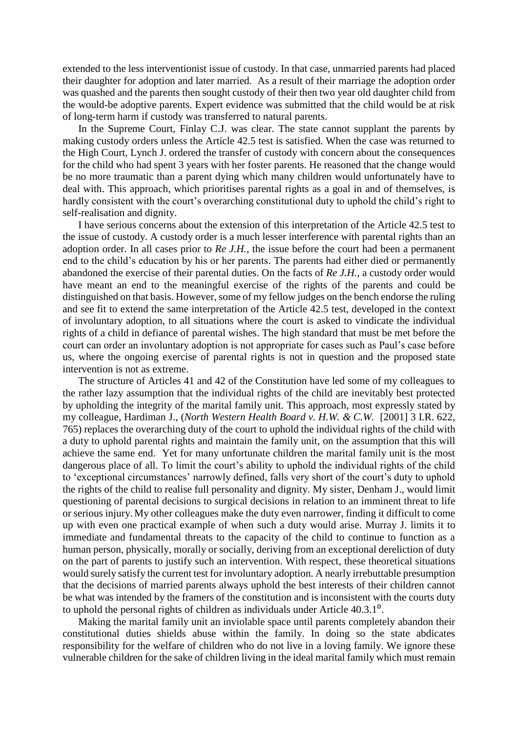extended to the less interventionist issue of custody. In that case, unmarried parents had placed their daughter for adoption and later married. As a result of their marriage the adoption order was quashed and the parents then sought custody of their then two year old daughter child from the would-be adoptive parents. Expert evidence was submitted that the child would be at risk of long-term harm if custody was transferred to natural parents.

In the Supreme Court, Finlay C.J. was clear. The state cannot supplant the parents by making custody orders unless the Article 42.5 test is satisfied. When the case was returned to the High Court, Lynch J. ordered the transfer of custody with concern about the consequences for the child who had spent 3 years with her foster parents. He reasoned that the change would be no more traumatic than a parent dying which many children would unfortunately have to deal with. This approach, which prioritises parental rights as a goal in and of themselves, is hardly consistent with the court's overarching constitutional duty to uphold the child's right to self-realisation and dignity.

I have serious concerns about the extension of this interpretation of the Article 42.5 test to the issue of custody. A custody order is a much lesser interference with parental rights than an adoption order. In all cases prior to *Re J.H.*, the issue before the court had been a permanent end to the child's education by his or her parents. The parents had either died or permanently abandoned the exercise of their parental duties. On the facts of *Re J.H.*, a custody order would have meant an end to the meaningful exercise of the rights of the parents and could be distinguished on that basis. However, some of my fellow judges on the bench endorse the ruling and see fit to extend the same interpretation of the Article 42.5 test, developed in the context of involuntary adoption, to all situations where the court is asked to vindicate the individual rights of a child in defiance of parental wishes. The high standard that must be met before the court can order an involuntary adoption is not appropriate for cases such as Paul's case before us, where the ongoing exercise of parental rights is not in question and the proposed state intervention is not as extreme.

The structure of Articles 41 and 42 of the Constitution have led some of my colleagues to the rather lazy assumption that the individual rights of the child are inevitably best protected by upholding the integrity of the marital family unit. This approach, most expressly stated by my colleague, Hardiman J., (*North Western Health Board v. H.W. & C.W.* [2001] 3 I.R. 622, 765) replaces the overarching duty of the court to uphold the individual rights of the child with a duty to uphold parental rights and maintain the family unit, on the assumption that this will achieve the same end. Yet for many unfortunate children the marital family unit is the most dangerous place of all. To limit the court's ability to uphold the individual rights of the child to 'exceptional circumstances' narrowly defined, falls very short of the court's duty to uphold the rights of the child to realise full personality and dignity. My sister, Denham J., would limit questioning of parental decisions to surgical decisions in relation to an imminent threat to life or serious injury. My other colleagues make the duty even narrower, finding it difficult to come up with even one practical example of when such a duty would arise. Murray J. limits it to immediate and fundamental threats to the capacity of the child to continue to function as a human person, physically, morally or socially, deriving from an exceptional dereliction of duty on the part of parents to justify such an intervention. With respect, these theoretical situations would surely satisfy the current test for involuntary adoption. A nearly irrebuttable presumption that the decisions of married parents always uphold the best interests of their children cannot be what was intended by the framers of the constitution and is inconsistent with the courts duty to uphold the personal rights of children as individuals under Article 40.3.1°.

Making the marital family unit an inviolable space until parents completely abandon their constitutional duties shields abuse within the family. In doing so the state abdicates responsibility for the welfare of children who do not live in a loving family. We ignore these vulnerable children for the sake of children living in the ideal marital family which must remain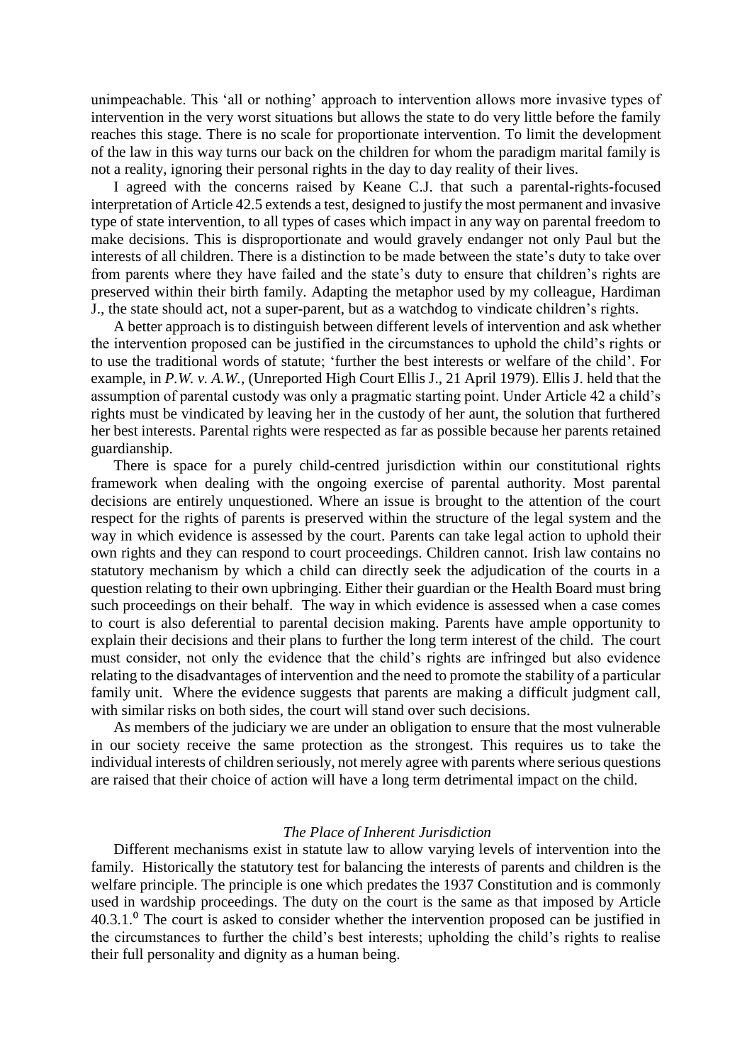unimpeachable. This 'all or nothing' approach to intervention allows more invasive types of intervention in the very worst situations but allows the state to do very little before the family reaches this stage. There is no scale for proportionate intervention. To limit the development of the law in this way turns our back on the children for whom the paradigm marital family is not a reality, ignoring their personal rights in the day to day reality of their lives.

I agreed with the concerns raised by Keane C.J. that such a parental-rights-focused interpretation of Article 42.5 extends a test, designed to justify the most permanent and invasive type of state intervention, to all types of cases which impact in any way on parental freedom to make decisions. This is disproportionate and would gravely endanger not only Paul but the interests of all children. There is a distinction to be made between the state's duty to take over from parents where they have failed and the state's duty to ensure that children's rights are preserved within their birth family. Adapting the metaphor used by my colleague, Hardiman J., the state should act, not a super-parent, but as a watchdog to vindicate children's rights.

A better approach is to distinguish between different levels of intervention and ask whether the intervention proposed can be justified in the circumstances to uphold the child's rights or to use the traditional words of statute; 'further the best interests or welfare of the child'. For example, in *P.W. v. A.W.,* (Unreported High Court Ellis J., 21 April 1979). Ellis J. held that the assumption of parental custody was only a pragmatic starting point. Under Article 42 a child's rights must be vindicated by leaving her in the custody of her aunt, the solution that furthered her best interests. Parental rights were respected as far as possible because her parents retained guardianship.

There is space for a purely child-centred jurisdiction within our constitutional rights framework when dealing with the ongoing exercise of parental authority. Most parental decisions are entirely unquestioned. Where an issue is brought to the attention of the court respect for the rights of parents is preserved within the structure of the legal system and the way in which evidence is assessed by the court. Parents can take legal action to uphold their own rights and they can respond to court proceedings. Children cannot. Irish law contains no statutory mechanism by which a child can directly seek the adjudication of the courts in a question relating to their own upbringing. Either their guardian or the Health Board must bring such proceedings on their behalf. The way in which evidence is assessed when a case comes to court is also deferential to parental decision making. Parents have ample opportunity to explain their decisions and their plans to further the long term interest of the child. The court must consider, not only the evidence that the child's rights are infringed but also evidence relating to the disadvantages of intervention and the need to promote the stability of a particular family unit. Where the evidence suggests that parents are making a difficult judgment call, with similar risks on both sides, the court will stand over such decisions.

As members of the judiciary we are under an obligation to ensure that the most vulnerable in our society receive the same protection as the strongest. This requires us to take the individual interests of children seriously, not merely agree with parents where serious questions are raised that their choice of action will have a long term detrimental impact on the child.

### *The Place of Inherent Jurisdiction*

Different mechanisms exist in statute law to allow varying levels of intervention into the family. Historically the statutory test for balancing the interests of parents and children is the welfare principle. The principle is one which predates the 1937 Constitution and is commonly used in wardship proceedings. The duty on the court is the same as that imposed by Article 40.3.1.[0] The court is asked to consider whether the intervention proposed can be justified in the circumstances to further the child's best interests; upholding the child's rights to realise their full personality and dignity as a human being.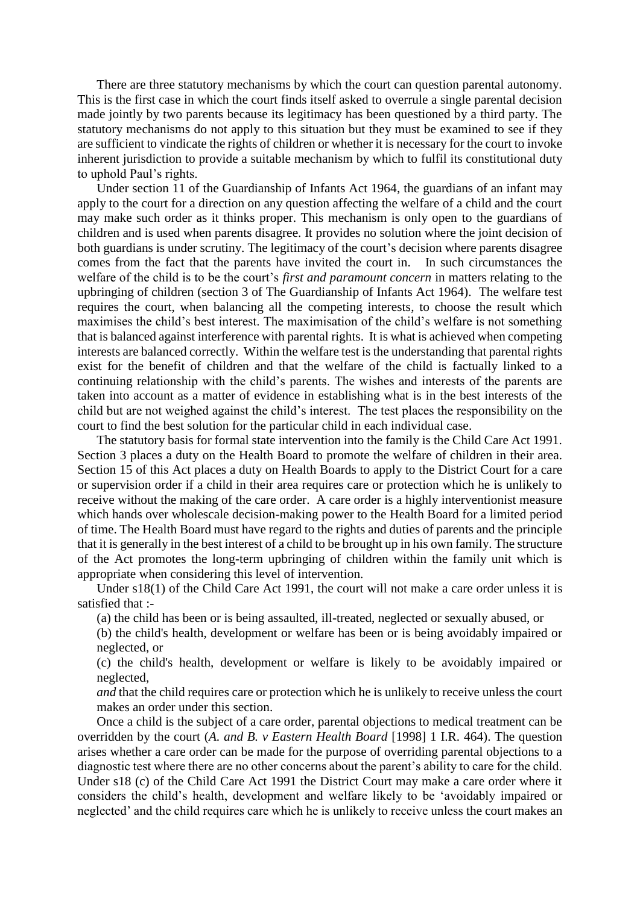There are three statutory mechanisms by which the court can question parental autonomy. This is the first case in which the court finds itself asked to overrule a single parental decision made jointly by two parents because its legitimacy has been questioned by a third party. The statutory mechanisms do not apply to this situation but they must be examined to see if they are sufficient to vindicate the rights of children or whether it is necessary for the court to invoke inherent jurisdiction to provide a suitable mechanism by which to fulfil its constitutional duty to uphold Paul's rights.

Under section 11 of the Guardianship of Infants Act 1964, the guardians of an infant may apply to the court for a direction on any question affecting the welfare of a child and the court may make such order as it thinks proper. This mechanism is only open to the guardians of children and is used when parents disagree. It provides no solution where the joint decision of both guardians is under scrutiny. The legitimacy of the court's decision where parents disagree comes from the fact that the parents have invited the court in. In such circumstances the welfare of the child is to be the court's *first and paramount concern* in matters relating to the upbringing of children (section 3 of The Guardianship of Infants Act 1964). The welfare test requires the court, when balancing all the competing interests, to choose the result which maximises the child's best interest. The maximisation of the child's welfare is not something that is balanced against interference with parental rights. It is what is achieved when competing interests are balanced correctly. Within the welfare test is the understanding that parental rights exist for the benefit of children and that the welfare of the child is factually linked to a continuing relationship with the child's parents. The wishes and interests of the parents are taken into account as a matter of evidence in establishing what is in the best interests of the child but are not weighed against the child's interest. The test places the responsibility on the court to find the best solution for the particular child in each individual case.

The statutory basis for formal state intervention into the family is the Child Care Act 1991. Section 3 places a duty on the Health Board to promote the welfare of children in their area. Section 15 of this Act places a duty on Health Boards to apply to the District Court for a care or supervision order if a child in their area requires care or protection which he is unlikely to receive without the making of the care order. A care order is a highly interventionist measure which hands over wholescale decision-making power to the Health Board for a limited period of time. The Health Board must have regard to the rights and duties of parents and the principle that it is generally in the best interest of a child to be brought up in his own family. The structure of the Act promotes the long-term upbringing of children within the family unit which is appropriate when considering this level of intervention.

Under s18(1) of the Child Care Act 1991, the court will not make a care order unless it is satisfied that :-

(a) the child has been or is being assaulted, ill-treated, neglected or sexually abused, or

(b) the child's health, development or welfare has been or is being avoidably impaired or neglected, or

(c) the child's health, development or welfare is likely to be avoidably impaired or neglected,

*and* that the child requires care or protection which he is unlikely to receive unless the court makes an order under this section.

Once a child is the subject of a care order, parental objections to medical treatment can be overridden by the court (*A. and B. v Eastern Health Board* [1998] 1 I.R. 464). The question arises whether a care order can be made for the purpose of overriding parental objections to a diagnostic test where there are no other concerns about the parent's ability to care for the child. Under s18 (c) of the Child Care Act 1991 the District Court may make a care order where it considers the child's health, development and welfare likely to be 'avoidably impaired or neglected' and the child requires care which he is unlikely to receive unless the court makes an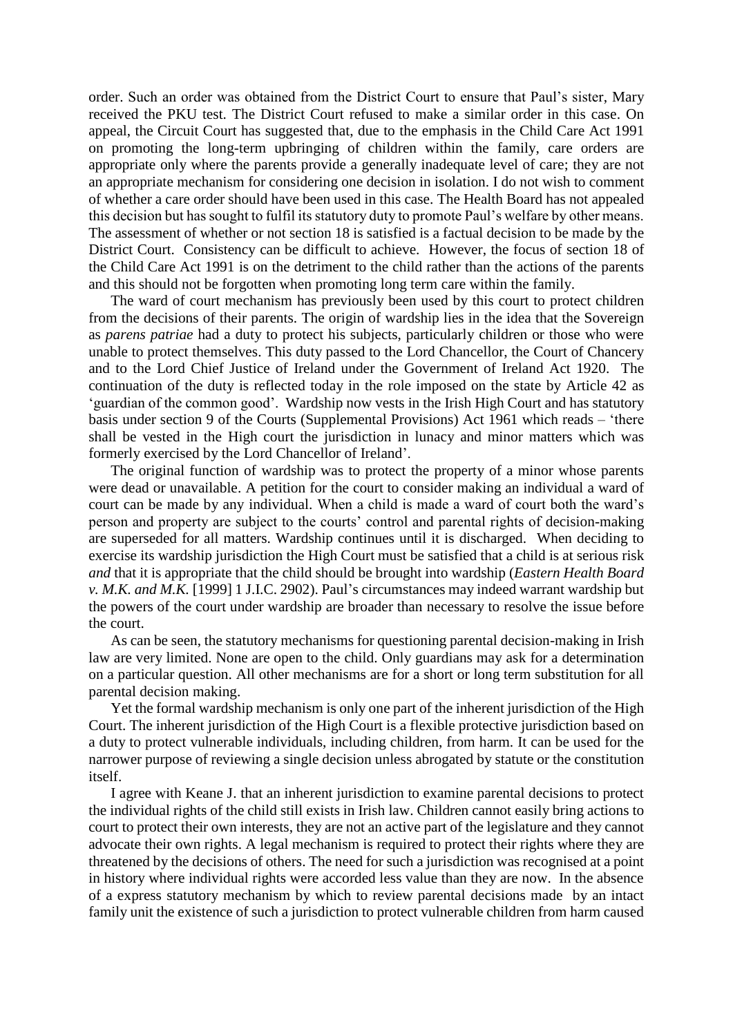order. Such an order was obtained from the District Court to ensure that Paul's sister, Mary received the PKU test. The District Court refused to make a similar order in this case. On appeal, the Circuit Court has suggested that, due to the emphasis in the Child Care Act 1991 on promoting the long-term upbringing of children within the family, care orders are appropriate only where the parents provide a generally inadequate level of care; they are not an appropriate mechanism for considering one decision in isolation. I do not wish to comment of whether a care order should have been used in this case. The Health Board has not appealed this decision but has sought to fulfil its statutory duty to promote Paul's welfare by other means. The assessment of whether or not section 18 is satisfied is a factual decision to be made by the District Court. Consistency can be difficult to achieve. However, the focus of section 18 of the Child Care Act 1991 is on the detriment to the child rather than the actions of the parents and this should not be forgotten when promoting long term care within the family.

The ward of court mechanism has previously been used by this court to protect children from the decisions of their parents. The origin of wardship lies in the idea that the Sovereign as *parens patriae* had a duty to protect his subjects, particularly children or those who were unable to protect themselves. This duty passed to the Lord Chancellor, the Court of Chancery and to the Lord Chief Justice of Ireland under the Government of Ireland Act 1920. The continuation of the duty is reflected today in the role imposed on the state by Article 42 as 'guardian of the common good'. Wardship now vests in the Irish High Court and has statutory basis under section 9 of the Courts (Supplemental Provisions) Act 1961 which reads – 'there shall be vested in the High court the jurisdiction in lunacy and minor matters which was formerly exercised by the Lord Chancellor of Ireland'.

The original function of wardship was to protect the property of a minor whose parents were dead or unavailable. A petition for the court to consider making an individual a ward of court can be made by any individual. When a child is made a ward of court both the ward's person and property are subject to the courts' control and parental rights of decision-making are superseded for all matters. Wardship continues until it is discharged. When deciding to exercise its wardship jurisdiction the High Court must be satisfied that a child is at serious risk *and* that it is appropriate that the child should be brought into wardship (*Eastern Health Board v. M.K. and M.K.* [1999] 1 J.I.C. 2902). Paul's circumstances may indeed warrant wardship but the powers of the court under wardship are broader than necessary to resolve the issue before the court.

As can be seen, the statutory mechanisms for questioning parental decision-making in Irish law are very limited. None are open to the child. Only guardians may ask for a determination on a particular question. All other mechanisms are for a short or long term substitution for all parental decision making.

Yet the formal wardship mechanism is only one part of the inherent jurisdiction of the High Court. The inherent jurisdiction of the High Court is a flexible protective jurisdiction based on a duty to protect vulnerable individuals, including children, from harm. It can be used for the narrower purpose of reviewing a single decision unless abrogated by statute or the constitution itself.

I agree with Keane J. that an inherent jurisdiction to examine parental decisions to protect the individual rights of the child still exists in Irish law. Children cannot easily bring actions to court to protect their own interests, they are not an active part of the legislature and they cannot advocate their own rights. A legal mechanism is required to protect their rights where they are threatened by the decisions of others. The need for such a jurisdiction was recognised at a point in history where individual rights were accorded less value than they are now. In the absence of a express statutory mechanism by which to review parental decisions made by an intact family unit the existence of such a jurisdiction to protect vulnerable children from harm caused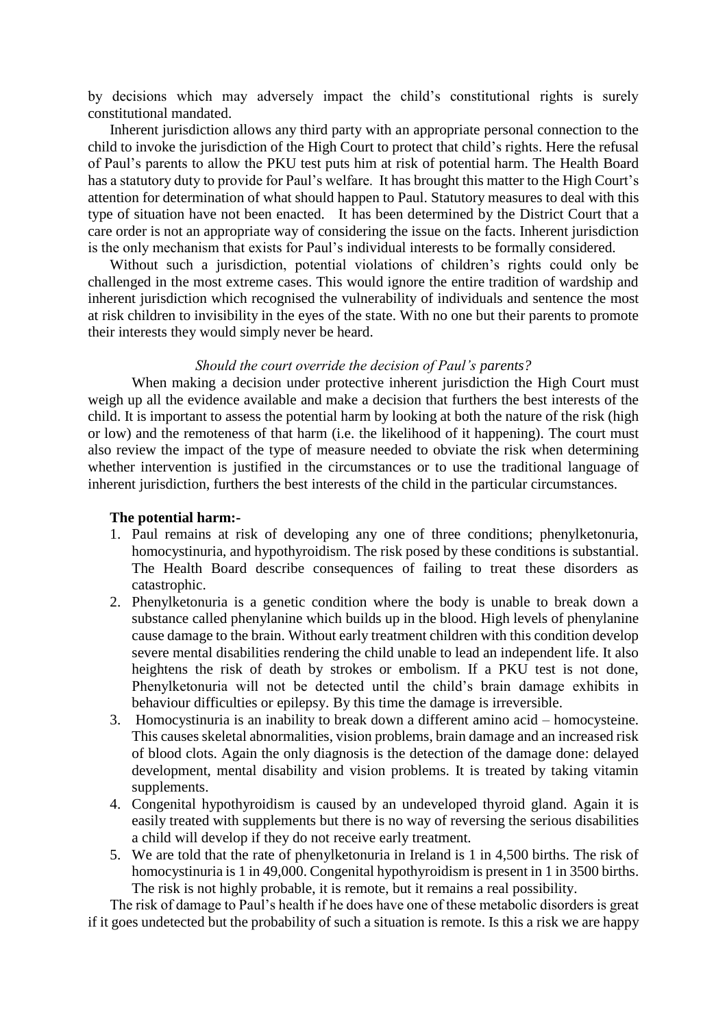by decisions which may adversely impact the child's constitutional rights is surely constitutional mandated.

Inherent jurisdiction allows any third party with an appropriate personal connection to the child to invoke the jurisdiction of the High Court to protect that child's rights. Here the refusal of Paul's parents to allow the PKU test puts him at risk of potential harm. The Health Board has a statutory duty to provide for Paul's welfare. It has brought this matter to the High Court's attention for determination of what should happen to Paul. Statutory measures to deal with this type of situation have not been enacted. It has been determined by the District Court that a care order is not an appropriate way of considering the issue on the facts. Inherent jurisdiction is the only mechanism that exists for Paul's individual interests to be formally considered.

Without such a jurisdiction, potential violations of children's rights could only be challenged in the most extreme cases. This would ignore the entire tradition of wardship and inherent jurisdiction which recognised the vulnerability of individuals and sentence the most at risk children to invisibility in the eyes of the state. With no one but their parents to promote their interests they would simply never be heard.

*Should the court override the decision of Paul's parents?*

When making a decision under protective inherent jurisdiction the High Court must weigh up all the evidence available and make a decision that furthers the best interests of the child. It is important to assess the potential harm by looking at both the nature of the risk (high or low) and the remoteness of that harm (i.e. the likelihood of it happening). The court must also review the impact of the type of measure needed to obviate the risk when determining whether intervention is justified in the circumstances or to use the traditional language of inherent jurisdiction, furthers the best interests of the child in the particular circumstances.

**The potential harm:-**

1. Paul remains at risk of developing any one of three conditions; phenylketonuria, homocystinuria, and hypothyroidism. The risk posed by these conditions is substantial. The Health Board describe consequences of failing to treat these disorders as catastrophic.
2. Phenylketonuria is a genetic condition where the body is unable to break down a substance called phenylanine which builds up in the blood. High levels of phenylanine cause damage to the brain. Without early treatment children with this condition develop severe mental disabilities rendering the child unable to lead an independent life. It also heightens the risk of death by strokes or embolism. If a PKU test is not done, Phenylketonuria will not be detected until the child's brain damage exhibits in behaviour difficulties or epilepsy. By this time the damage is irreversible.
3. Homocystinuria is an inability to break down a different amino acid – homocysteine. This causes skeletal abnormalities, vision problems, brain damage and an increased risk of blood clots. Again the only diagnosis is the detection of the damage done: delayed development, mental disability and vision problems. It is treated by taking vitamin supplements.
4. Congenital hypothyroidism is caused by an undeveloped thyroid gland. Again it is easily treated with supplements but there is no way of reversing the serious disabilities a child will develop if they do not receive early treatment.
5. We are told that the rate of phenylketonuria in Ireland is 1 in 4,500 births. The risk of homocystinuria is 1 in 49,000. Congenital hypothyroidism is present in 1 in 3500 births. The risk is not highly probable, it is remote, but it remains a real possibility.

The risk of damage to Paul's health if he does have one of these metabolic disorders is great if it goes undetected but the probability of such a situation is remote. Is this a risk we are happy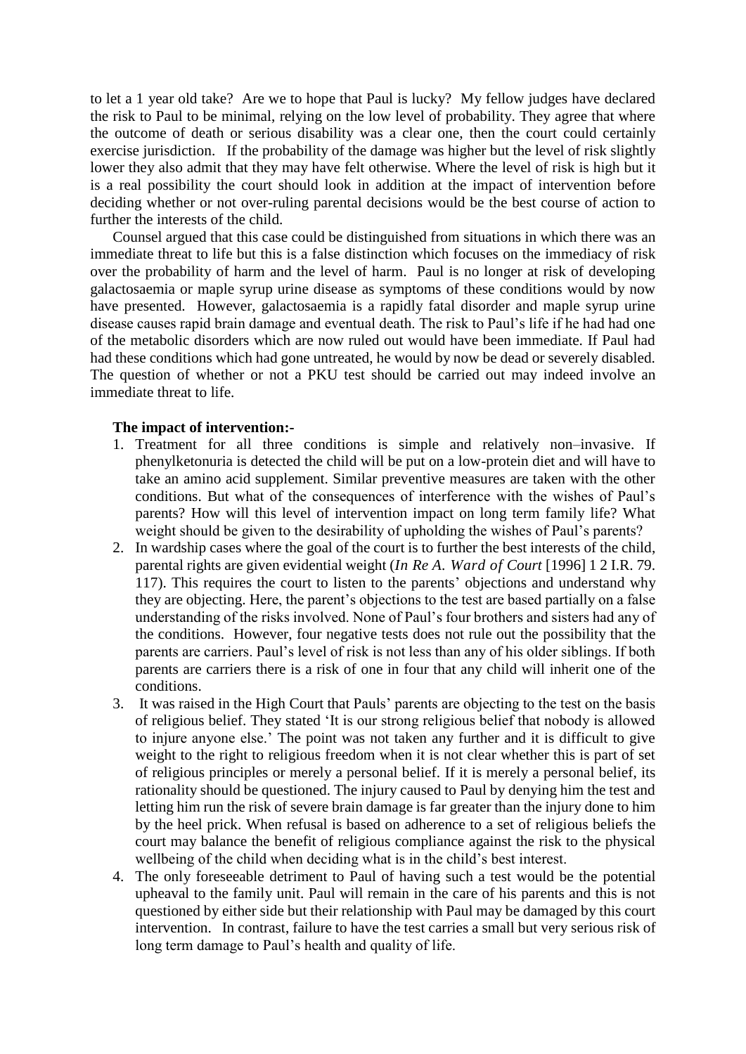to let a 1 year old take? Are we to hope that Paul is lucky? My fellow judges have declared the risk to Paul to be minimal, relying on the low level of probability. They agree that where the outcome of death or serious disability was a clear one, then the court could certainly exercise jurisdiction. If the probability of the damage was higher but the level of risk slightly lower they also admit that they may have felt otherwise. Where the level of risk is high but it is a real possibility the court should look in addition at the impact of intervention before deciding whether or not over-ruling parental decisions would be the best course of action to further the interests of the child.

Counsel argued that this case could be distinguished from situations in which there was an immediate threat to life but this is a false distinction which focuses on the immediacy of risk over the probability of harm and the level of harm. Paul is no longer at risk of developing galactosaemia or maple syrup urine disease as symptoms of these conditions would by now have presented. However, galactosaemia is a rapidly fatal disorder and maple syrup urine disease causes rapid brain damage and eventual death. The risk to Paul's life if he had had one of the metabolic disorders which are now ruled out would have been immediate. If Paul had had these conditions which had gone untreated, he would by now be dead or severely disabled. The question of whether or not a PKU test should be carried out may indeed involve an immediate threat to life.

**The impact of intervention:-**

1. Treatment for all three conditions is simple and relatively non–invasive. If phenylketonuria is detected the child will be put on a low-protein diet and will have to take an amino acid supplement. Similar preventive measures are taken with the other conditions. But what of the consequences of interference with the wishes of Paul's parents? How will this level of intervention impact on long term family life? What weight should be given to the desirability of upholding the wishes of Paul's parents?
2. In wardship cases where the goal of the court is to further the best interests of the child, parental rights are given evidential weight (*In Re A. Ward of Court* [1996] 1 2 I.R. 79. 117). This requires the court to listen to the parents' objections and understand why they are objecting. Here, the parent's objections to the test are based partially on a false understanding of the risks involved. None of Paul's four brothers and sisters had any of the conditions. However, four negative tests does not rule out the possibility that the parents are carriers. Paul's level of risk is not less than any of his older siblings. If both parents are carriers there is a risk of one in four that any child will inherit one of the conditions.
3. It was raised in the High Court that Pauls' parents are objecting to the test on the basis of religious belief. They stated 'It is our strong religious belief that nobody is allowed to injure anyone else.' The point was not taken any further and it is difficult to give weight to the right to religious freedom when it is not clear whether this is part of set of religious principles or merely a personal belief. If it is merely a personal belief, its rationality should be questioned. The injury caused to Paul by denying him the test and letting him run the risk of severe brain damage is far greater than the injury done to him by the heel prick. When refusal is based on adherence to a set of religious beliefs the court may balance the benefit of religious compliance against the risk to the physical wellbeing of the child when deciding what is in the child's best interest.
4. The only foreseeable detriment to Paul of having such a test would be the potential upheaval to the family unit. Paul will remain in the care of his parents and this is not questioned by either side but their relationship with Paul may be damaged by this court intervention. In contrast, failure to have the test carries a small but very serious risk of long term damage to Paul's health and quality of life.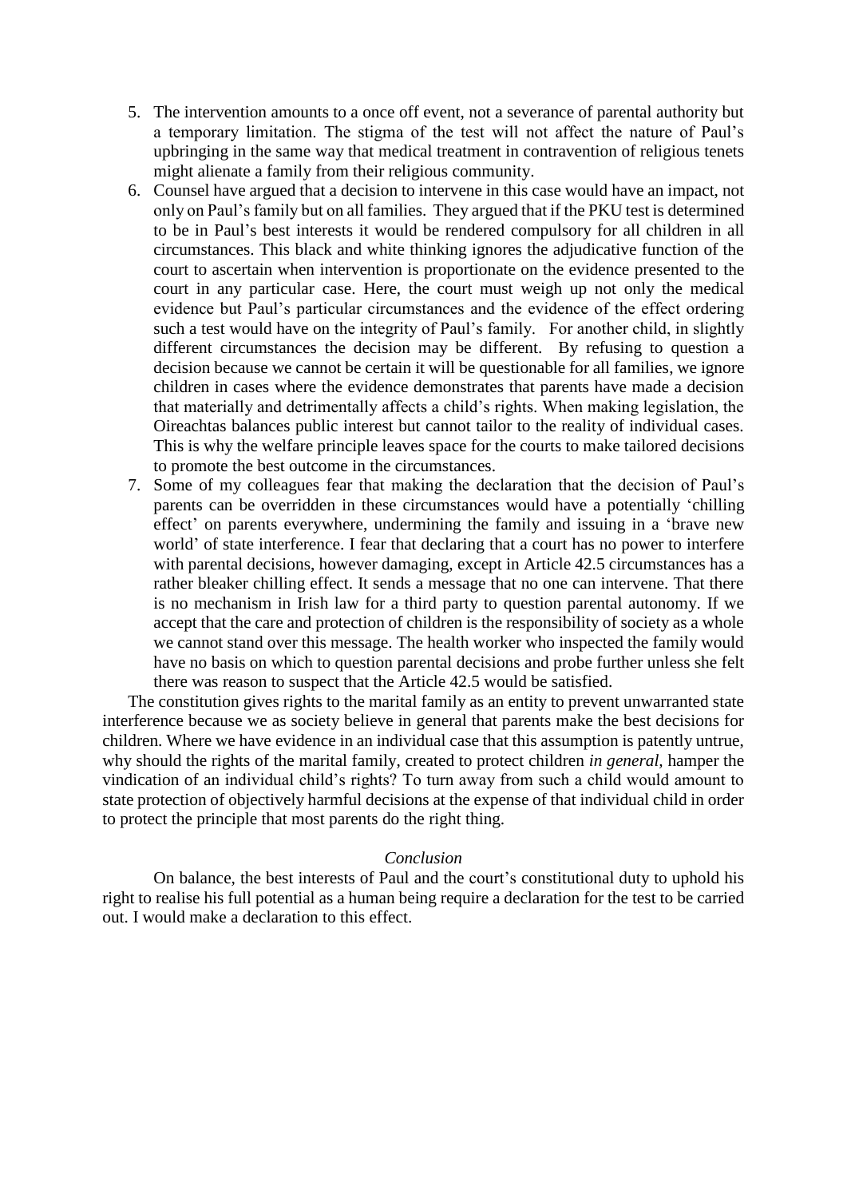5. The intervention amounts to a once off event, not a severance of parental authority but a temporary limitation. The stigma of the test will not affect the nature of Paul's upbringing in the same way that medical treatment in contravention of religious tenets might alienate a family from their religious community.
6. Counsel have argued that a decision to intervene in this case would have an impact, not only on Paul's family but on all families. They argued that if the PKU test is determined to be in Paul's best interests it would be rendered compulsory for all children in all circumstances. This black and white thinking ignores the adjudicative function of the court to ascertain when intervention is proportionate on the evidence presented to the court in any particular case. Here, the court must weigh up not only the medical evidence but Paul's particular circumstances and the evidence of the effect ordering such a test would have on the integrity of Paul's family. For another child, in slightly different circumstances the decision may be different. By refusing to question a decision because we cannot be certain it will be questionable for all families, we ignore children in cases where the evidence demonstrates that parents have made a decision that materially and detrimentally affects a child's rights. When making legislation, the Oireachtas balances public interest but cannot tailor to the reality of individual cases. This is why the welfare principle leaves space for the courts to make tailored decisions to promote the best outcome in the circumstances.
7. Some of my colleagues fear that making the declaration that the decision of Paul's parents can be overridden in these circumstances would have a potentially 'chilling effect' on parents everywhere, undermining the family and issuing in a 'brave new world' of state interference. I fear that declaring that a court has no power to interfere with parental decisions, however damaging, except in Article 42.5 circumstances has a rather bleaker chilling effect. It sends a message that no one can intervene. That there is no mechanism in Irish law for a third party to question parental autonomy. If we accept that the care and protection of children is the responsibility of society as a whole we cannot stand over this message. The health worker who inspected the family would have no basis on which to question parental decisions and probe further unless she felt there was reason to suspect that the Article 42.5 would be satisfied.

The constitution gives rights to the marital family as an entity to prevent unwarranted state interference because we as society believe in general that parents make the best decisions for children. Where we have evidence in an individual case that this assumption is patently untrue, why should the rights of the marital family, created to protect children *in general,* hamper the vindication of an individual child's rights? To turn away from such a child would amount to state protection of objectively harmful decisions at the expense of that individual child in order to protect the principle that most parents do the right thing.

*Conclusion*

On balance, the best interests of Paul and the court's constitutional duty to uphold his right to realise his full potential as a human being require a declaration for the test to be carried out. I would make a declaration to this effect.